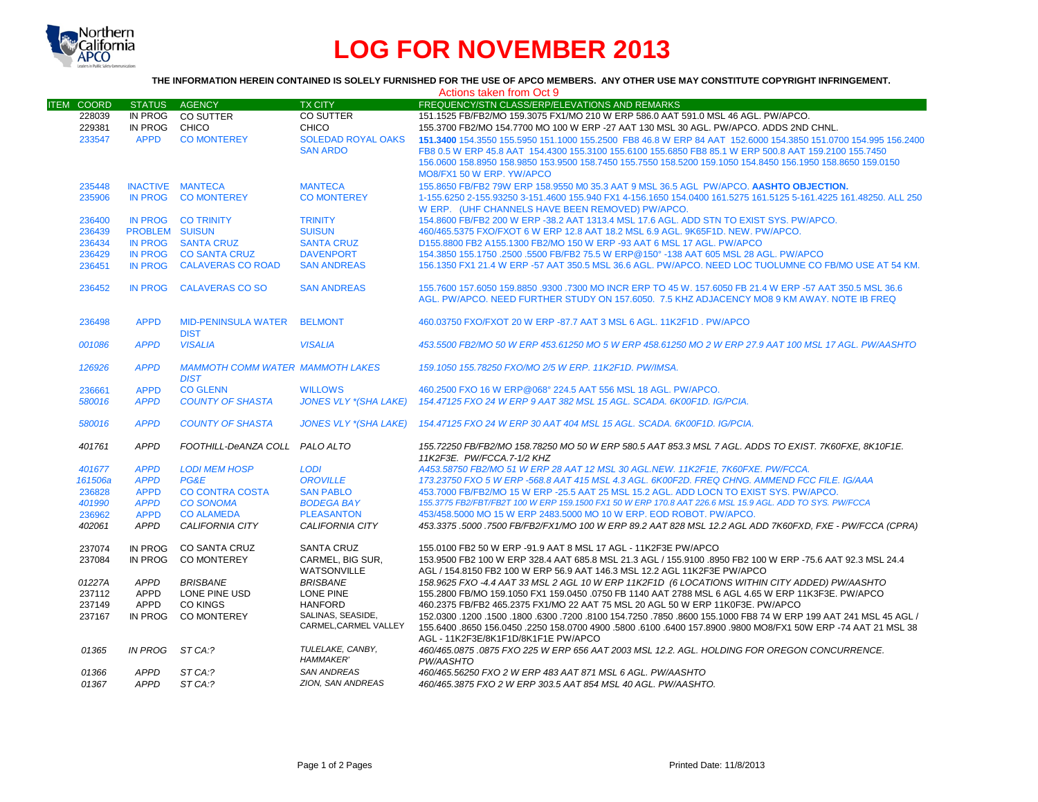# LOG FOR NOVEMBER 2013

**THE INFORMATION HEREIN CONTAINED IS SOLELY FURNISHED FOR THE USE OF APCO MEMBERS. ANY OTHER USE MAY CONSTITUTE COPYRIGHT INFRINGEMENT.**

Actions taken from Oct 9

| ITEM | COORD | STATUS | AGENCY | TX CITY | FREQUENCY/STN CLASS/ERP/ELEVATIONS AND REMARKS |
|---|---|---|---|---|---|
| | 228039 | IN PROG | CO SUTTER | CO SUTTER | 151.1525 FB/FB2/MO 159.3075 FX1/MO 210 W ERP 586.0 AAT 591.0 MSL 46 AGL. PW/APCO. |
| | 229381 | IN PROG | CHICO | CHICO | 155.3700 FB2/MO 154.7700 MO 100 W ERP -27 AAT 130 MSL 30 AGL. PW/APCO. ADDS 2ND CHNL. |
| | 233547 | APPD | CO MONTEREY | SOLEDAD ROYAL OAKS SAN ARDO | **151.3400** 154.3550 155.5950 151.1000 155.2500 FB8 46.8 W ERP 84 AAT 152.6000 154.3850 151.0700 154.995 156.2400 FB8 0.5 W ERP 45.8 AAT 154.4300 155.3100 155.6100 155.6850 FB8 85.1 W ERP 500.8 AAT 159.2100 155.7450 156.0600 158.8950 158.9850 153.9500 158.7450 155.7550 158.5200 159.1050 154.8450 156.1950 158.8650 159.0150 MO8/FX1 50 W ERP. YW/APCO |
| | 235448 | INACTIVE | MANTECA | MANTECA | 155.8650 FB/FB2 79W ERP 158.9550 M0 35.3 AAT 9 MSL 36.5 AGL PW/APCO. **AASHTO OBJECTION.** |
| | 235906 | IN PROG | CO MONTEREY | CO MONTEREY | 1-155.6250 2-155.93250 3-151.4600 155.940 FX1 4-156.1650 154.0400 161.5275 161.5125 5-161.4225 161.48250. ALL 250 W ERP. (UHF CHANNELS HAVE BEEN REMOVED) PW/APCO. |
| | 236400 | IN PROG | CO TRINITY | TRINITY | 154.8600 FB/FB2 200 W ERP -38.2 AAT 1313.4 MSL 17.6 AGL. ADD STN TO EXIST SYS. PW/APCO. |
| | 236439 | PROBLEM | SUISUN | SUISUN | 460/465.5375 FXO/FXOT 6 W ERP 12.8 AAT 18.2 MSL 6.9 AGL. 9K65F1D. NEW. PW/APCO. |
| | 236434 | IN PROG | SANTA CRUZ | SANTA CRUZ | D155.8800 FB2 A155.1300 FB2/MO 150 W ERP -93 AAT 6 MSL 17 AGL. PW/APCO |
| | 236429 | IN PROG | CO SANTA CRUZ | DAVENPORT | 154.3850 155.1750 .2500 .5500 FB/FB2 75.5 W ERP@150° -138 AAT 605 MSL 28 AGL. PW/APCO |
| | 236451 | IN PROG | CALAVERAS CO ROAD | SAN ANDREAS | 156.1350 FX1 21.4 W ERP -57 AAT 350.5 MSL 36.6 AGL. PW/APCO. NEED LOC TUOLUMNE CO FB/MO USE AT 54 KM. |
| | 236452 | IN PROG | CALAVERAS CO SO | SAN ANDREAS | 155.7600 157.6050 159.8850 .9300 .7300 MO INCR ERP TO 45 W. 157.6050 FB 21.4 W ERP -57 AAT 350.5 MSL 36.6 AGL. PW/APCO. NEED FURTHER STUDY ON 157.6050. 7.5 KHZ ADJACENCY MO8 9 KM AWAY. NOTE IB FREQ |
| | 236498 | APPD | MID-PENINSULA WATER DIST | BELMONT | 460.03750 FXO/FXOT 20 W ERP -87.7 AAT 3 MSL 6 AGL. 11K2F1D . PW/APCO |
| | *001086* | *APPD* | *VISALIA* | *VISALIA* | *453.5500 FB2/MO 50 W ERP 453.61250 MO 5 W ERP 458.61250 MO 2 W ERP 27.9 AAT 100 MSL 17 AGL. PW/AASHTO* |
| | *126926* | *APPD* | *MAMMOTH COMM WATER DIST* | *MAMMOTH LAKES* | *159.1050 155.78250 FXO/MO 2/5 W ERP. 11K2F1D. PW/IMSA.* |
| | 236661 | APPD | CO GLENN | WILLOWS | 460.2500 FXO 16 W ERP@068° 224.5 AAT 556 MSL 18 AGL. PW/APCO. |
| | *580016* | *APPD* | *COUNTY OF SHASTA* | *JONES VLY *(SHA LAKE)* | *154.47125 FXO 24 W ERP 9 AAT 382 MSL 15 AGL. SCADA. 6K00F1D. IG/PCIA.* |
| | *580016* | *APPD* | *COUNTY OF SHASTA* | *JONES VLY *(SHA LAKE)* | *154.47125 FXO 24 W ERP 30 AAT 404 MSL 15 AGL. SCADA. 6K00F1D. IG/PCIA.* |
| | *401761* | *APPD* | *FOOTHILL-DeANZA COLL* | *PALO ALTO* | *155.72250 FB/FB2/MO 158.78250 MO 50 W ERP 580.5 AAT 853.3 MSL 7 AGL. ADDS TO EXIST. 7K60FXE, 8K10F1E. 11K2F3E. PW/FCCA.7-1/2 KHZ* |
| | *401677* | *APPD* | *LODI MEM HOSP* | *LODI* | *A453.58750 FB2/MO 51 W ERP 28 AAT 12 MSL 30 AGL.NEW. 11K2F1E, 7K60FXE. PW/FCCA.* |
| | *161506a* | *APPD* | *PG&E* | *OROVILLE* | *173.23750 FXO 5 W ERP -568.8 AAT 415 MSL 4.3 AGL. 6K00F2D. FREQ CHNG. AMMEND FCC FILE. IG/AAA* |
| | 236828 | APPD | CO CONTRA COSTA | SAN PABLO | 453.7000 FB/FB2/MO 15 W ERP -25.5 AAT 25 MSL 15.2 AGL. ADD LOCN TO EXIST SYS. PW/APCO. |
| | *401990* | *APPD* | *CO SONOMA* | *BODEGA BAY* | *155.3775 FB2/FBT/FB2T 100 W ERP 159.1500 FX1 50 W ERP 170.8 AAT 226.6 MSL 15.9 AGL. ADD TO SYS. PW/FCCA* |
| | 236962 | APPD | CO ALAMEDA | PLEASANTON | 453/458.5000 MO 15 W ERP 2483.5000 MO 10 W ERP. EOD ROBOT. PW/APCO. |
| | *402061* | *APPD* | *CALIFORNIA CITY* | *CALIFORNIA CITY* | *453.3375 .5000 .7500 FB/FB2/FX1/MO 100 W ERP 89.2 AAT 828 MSL 12.2 AGL ADD 7K60FXD, FXE - PW/FCCA (CPRA)* |
| | 237074 | IN PROG | CO SANTA CRUZ | SANTA CRUZ | 155.0100 FB2 50 W ERP -91.9 AAT 8 MSL 17 AGL - 11K2F3E PW/APCO |
| | 237084 | IN PROG | CO MONTEREY | CARMEL, BIG SUR, WATSONVILLE | 153.9500 FB2 100 W ERP 328.4 AAT 685.8 MSL 21.3 AGL / 155.9100 .8950 FB2 100 W ERP -75.6 AAT 92.3 MSL 24.4 AGL / 154.8150 FB2 100 W ERP 56.9 AAT 146.3 MSL 12.2 AGL 11K2F3E PW/APCO |
| | *01227A* | *APPD* | *BRISBANE* | *BRISBANE* | *158.9625 FXO -4.4 AAT 33 MSL 2 AGL 10 W ERP 11K2F1D (6 LOCATIONS WITHIN CITY ADDED) PW/AASHTO* |
| | 237112 | APPD | LONE PINE USD | LONE PINE | 155.2800 FB/MO 159.1050 FX1 159.0450 .0750 FB 1140 AAT 2788 MSL 6 AGL 4.65 W ERP 11K3F3E. PW/APCO |
| | 237149 | APPD | CO KINGS | HANFORD | 460.2375 FB/FB2 465.2375 FX1/MO 22 AAT 75 MSL 20 AGL 50 W ERP 11K0F3E. PW/APCO |
| | 237167 | IN PROG | CO MONTEREY | SALINAS, SEASIDE, CARMEL,CARMEL VALLEY | 152.0300 .1200 .1500 .1800 .6300 .7200 .8100 154.7250 .7850 .8600 155.1000 FB8 74 W ERP 199 AAT 241 MSL 45 AGL / 155.6400 .8650 156.0450 .2250 158.0700 4900 .5800 .6100 .6400 157.8900 .9800 MO8/FX1 50W ERP -74 AAT 21 MSL 38 AGL - 11K2F3E/8K1F1D/8K1F1E PW/APCO |
| | *01365* | *IN PROG* | *ST CA:?* | *TULELAKE, CANBY, HAMMAKER'* | *460/465.0875 .0875 FXO 225 W ERP 656 AAT 2003 MSL 12.2. AGL. HOLDING FOR OREGON CONCURRENCE. PW/AASHTO* |
| | *01366* | *APPD* | *ST CA:?* | *SAN ANDREAS* | *460/465.56250 FXO 2 W ERP 483 AAT 871 MSL 6 AGL. PW/AASHTO* |
| | *01367* | *APPD* | *ST CA:?* | *ZION, SAN ANDREAS* | *460/465.3875 FXO 2 W ERP 303.5 AAT 854 MSL 40 AGL. PW/AASHTO.* |

Printed Date: 11/8/2013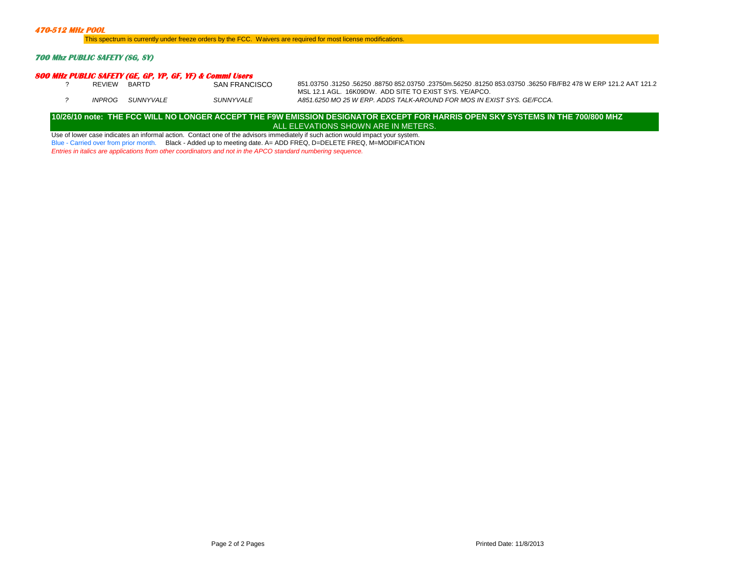### 470-512 MHz POOL

This spectrum is currently under freeze orders by the FCC. Waivers are required for most license modifications.

### 700 Mhz PUBLIC SAFETY (SG, SY)

### 800 MHz PUBLIC SAFETY (GE, GP, YP, GF, YF) & Comml Users

| | | | | |
|---|---|---|---|---|
| ? | REVIEW | BARTD | SAN FRANCISCO | 851.03750 .31250 .56250 .88750 852.03750 .23750m.56250 .81250 853.03750 .36250 FB/FB2 478 W ERP 121.2 AAT 121.2 MSL 12.1 AGL. 16K09DW. ADD SITE TO EXIST SYS. YE/APCO. |
| *?* | *INPROG* | *SUNNYVALE* | *SUNNYVALE* | *A851.6250 MO 25 W ERP. ADDS TALK-AROUND FOR MOS IN EXIST SYS. GE/FCCA.* |

**10/26/10 note: THE FCC WILL NO LONGER ACCEPT THE F9W EMISSION DESIGNATOR EXCEPT FOR HARRIS OPEN SKY SYSTEMS IN THE 700/800 MHZ**

ALL ELEVATIONS SHOWN ARE IN METERS.

Use of lower case indicates an informal action. Contact one of the advisors immediately if such action would impact your system.

Blue - Carried over from prior month. Black - Added up to meeting date. A= ADD FREQ, D=DELETE FREQ, M=MODIFICATION

*Entries in italics are applications from other coordinators and not in the APCO standard numbering sequence.*

Printed Date: 11/8/2013